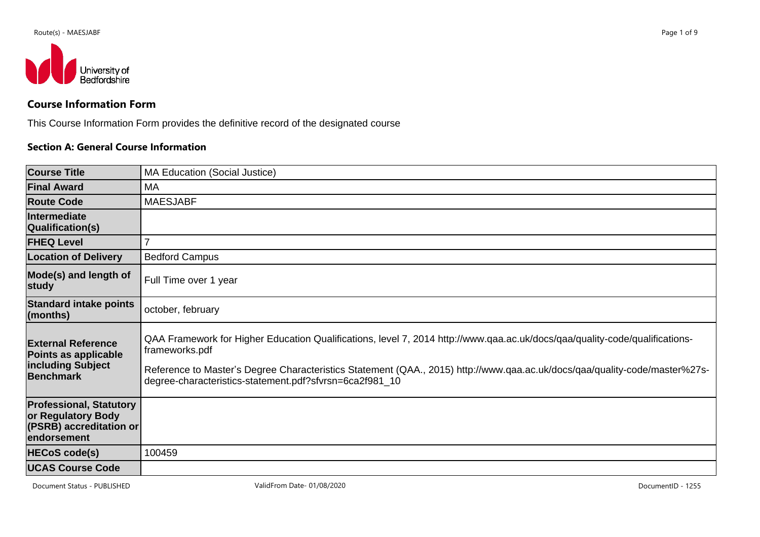## Course Information Form

This Course Information Form provides the definitive record of the designated course

### Section A: General Course Information

| | |
|---|---|
| **Course Title** | MA Education (Social Justice) |
| **Final Award** | MA |
| **Route Code** | MAESJABF |
| **Intermediate Qualification(s)** | |
| **FHEQ Level** | 7 |
| **Location of Delivery** | Bedford Campus |
| **Mode(s) and length of study** | Full Time over 1 year |
| **Standard intake points (months)** | october, february |
| **External Reference Points as applicable including Subject Benchmark** | QAA Framework for Higher Education Qualifications, level 7, 2014 http://www.qaa.ac.uk/docs/qaa/quality-code/qualifications-frameworks.pdf<br><br>Reference to Master's Degree Characteristics Statement (QAA., 2015) http://www.qaa.ac.uk/docs/qaa/quality-code/master%27s-degree-characteristics-statement.pdf?sfvrsn=6ca2f981_10 |
| **Professional, Statutory or Regulatory Body (PSRB) accreditation or endorsement** | |
| **HECoS code(s)** | 100459 |
| **UCAS Course Code** | |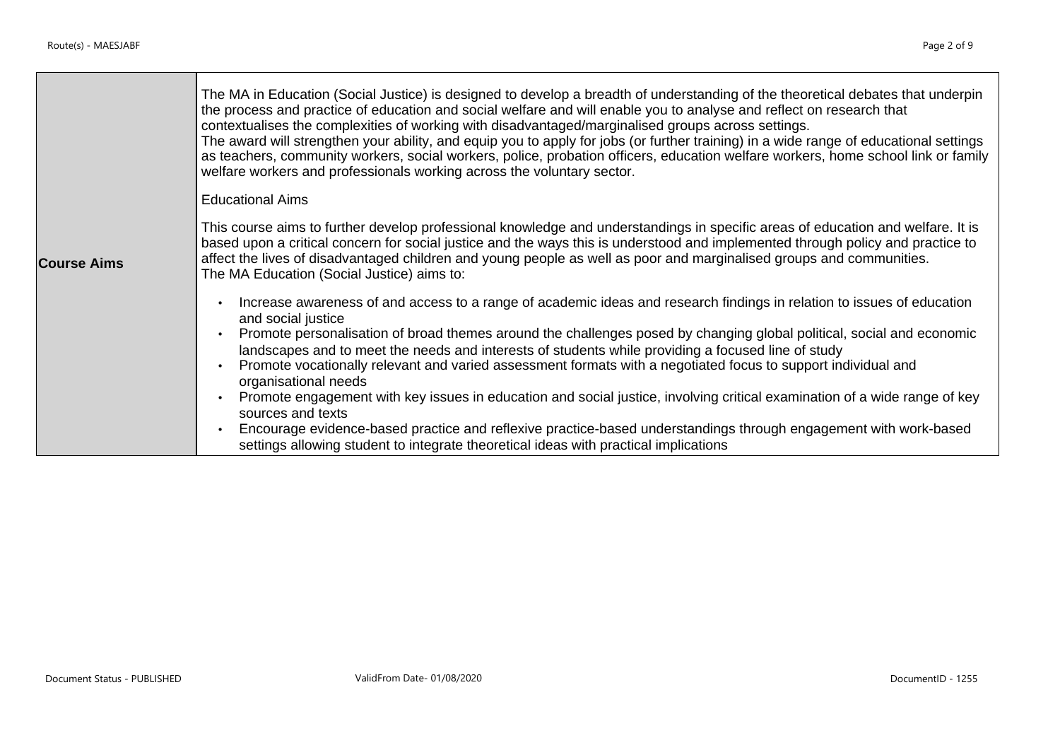| | |
|---|---|
| **Course Aims** | The MA in Education (Social Justice) is designed to develop a breadth of understanding of the theoretical debates that underpin the process and practice of education and social welfare and will enable you to analyse and reflect on research that contextualises the complexities of working with disadvantaged/marginalised groups across settings.<br>The award will strengthen your ability, and equip you to apply for jobs (or further training) in a wide range of educational settings as teachers, community workers, social workers, police, probation officers, education welfare workers, home school link or family welfare workers and professionals working across the voluntary sector.<br><br>Educational Aims<br><br>This course aims to further develop professional knowledge and understandings in specific areas of education and welfare. It is based upon a critical concern for social justice and the ways this is understood and implemented through policy and practice to affect the lives of disadvantaged children and young people as well as poor and marginalised groups and communities.<br>The MA Education (Social Justice) aims to:<br><br>• Increase awareness of and access to a range of academic ideas and research findings in relation to issues of education and social justice<br>• Promote personalisation of broad themes around the challenges posed by changing global political, social and economic landscapes and to meet the needs and interests of students while providing a focused line of study<br>• Promote vocationally relevant and varied assessment formats with a negotiated focus to support individual and organisational needs<br>• Promote engagement with key issues in education and social justice, involving critical examination of a wide range of key sources and texts<br>• Encourage evidence-based practice and reflexive practice-based understandings through engagement with work-based settings allowing student to integrate theoretical ideas with practical implications |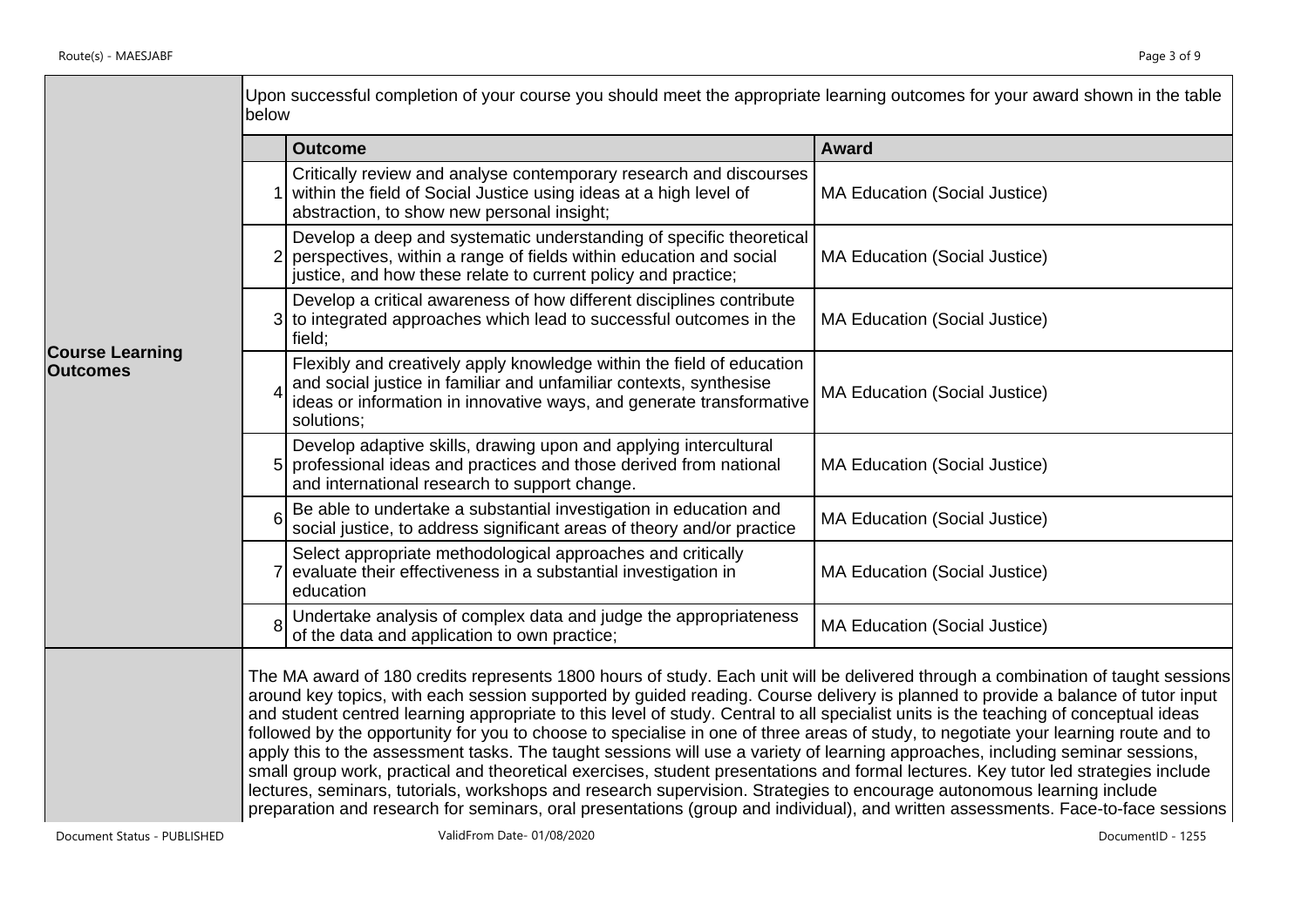| | |
|---|---|
| **Course Learning Outcomes** | Upon successful completion of your course you should meet the appropriate learning outcomes for your award shown in the table below |

| | Outcome | Award |
|---|---|---|
| 1 | Critically review and analyse contemporary research and discourses within the field of Social Justice using ideas at a high level of abstraction, to show new personal insight; | MA Education (Social Justice) |
| 2 | Develop a deep and systematic understanding of specific theoretical perspectives, within a range of fields within education and social justice, and how these relate to current policy and practice; | MA Education (Social Justice) |
| 3 | Develop a critical awareness of how different disciplines contribute to integrated approaches which lead to successful outcomes in the field; | MA Education (Social Justice) |
| 4 | Flexibly and creatively apply knowledge within the field of education and social justice in familiar and unfamiliar contexts, synthesise ideas or information in innovative ways, and generate transformative solutions; | MA Education (Social Justice) |
| 5 | Develop adaptive skills, drawing upon and applying intercultural professional ideas and practices and those derived from national and international research to support change. | MA Education (Social Justice) |
| 6 | Be able to undertake a substantial investigation in education and social justice, to address significant areas of theory and/or practice | MA Education (Social Justice) |
| 7 | Select appropriate methodological approaches and critically evaluate their effectiveness in a substantial investigation in education | MA Education (Social Justice) |
| 8 | Undertake analysis of complex data and judge the appropriateness of the data and application to own practice; | MA Education (Social Justice) |

The MA award of 180 credits represents 1800 hours of study. Each unit will be delivered through a combination of taught sessions around key topics, with each session supported by guided reading. Course delivery is planned to provide a balance of tutor input and student centred learning appropriate to this level of study. Central to all specialist units is the teaching of conceptual ideas followed by the opportunity for you to choose to specialise in one of three areas of study, to negotiate your learning route and to apply this to the assessment tasks. The taught sessions will use a variety of learning approaches, including seminar sessions, small group work, practical and theoretical exercises, student presentations and formal lectures. Key tutor led strategies include lectures, seminars, tutorials, workshops and research supervision. Strategies to encourage autonomous learning include preparation and research for seminars, oral presentations (group and individual), and written assessments. Face-to-face sessions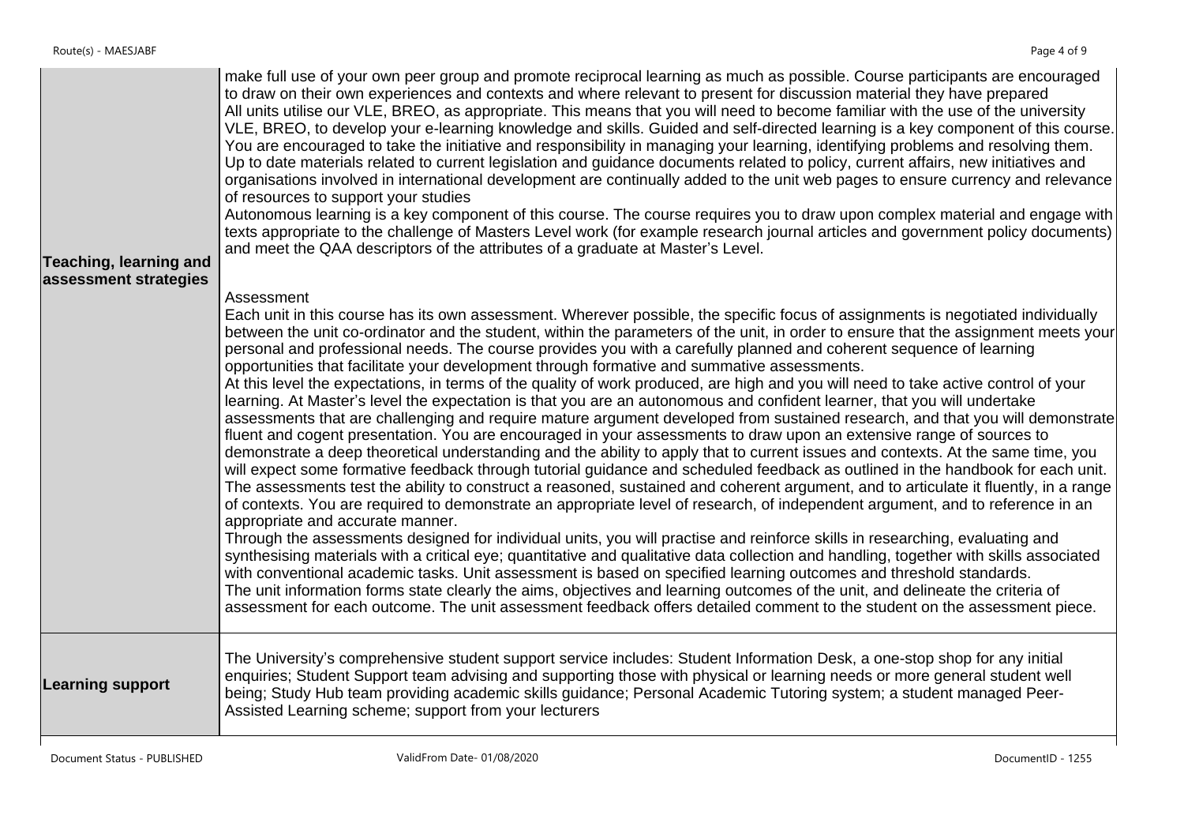| | |
|---|---|
| **Teaching, learning and assessment strategies** | make full use of your own peer group and promote reciprocal learning as much as possible. Course participants are encouraged to draw on their own experiences and contexts and where relevant to present for discussion material they have prepared<br>All units utilise our VLE, BREO, as appropriate. This means that you will need to become familiar with the use of the university VLE, BREO, to develop your e-learning knowledge and skills. Guided and self-directed learning is a key component of this course. You are encouraged to take the initiative and responsibility in managing your learning, identifying problems and resolving them.<br>Up to date materials related to current legislation and guidance documents related to policy, current affairs, new initiatives and organisations involved in international development are continually added to the unit web pages to ensure currency and relevance of resources to support your studies<br>Autonomous learning is a key component of this course. The course requires you to draw upon complex material and engage with texts appropriate to the challenge of Masters Level work (for example research journal articles and government policy documents) and meet the QAA descriptors of the attributes of a graduate at Master's Level.<br><br>Assessment<br>Each unit in this course has its own assessment. Wherever possible, the specific focus of assignments is negotiated individually between the unit co-ordinator and the student, within the parameters of the unit, in order to ensure that the assignment meets your personal and professional needs. The course provides you with a carefully planned and coherent sequence of learning opportunities that facilitate your development through formative and summative assessments.<br>At this level the expectations, in terms of the quality of work produced, are high and you will need to take active control of your learning. At Master's level the expectation is that you are an autonomous and confident learner, that you will undertake assessments that are challenging and require mature argument developed from sustained research, and that you will demonstrate fluent and cogent presentation. You are encouraged in your assessments to draw upon an extensive range of sources to demonstrate a deep theoretical understanding and the ability to apply that to current issues and contexts. At the same time, you will expect some formative feedback through tutorial guidance and scheduled feedback as outlined in the handbook for each unit.<br>The assessments test the ability to construct a reasoned, sustained and coherent argument, and to articulate it fluently, in a range of contexts. You are required to demonstrate an appropriate level of research, of independent argument, and to reference in an appropriate and accurate manner.<br>Through the assessments designed for individual units, you will practise and reinforce skills in researching, evaluating and synthesising materials with a critical eye; quantitative and qualitative data collection and handling, together with skills associated with conventional academic tasks. Unit assessment is based on specified learning outcomes and threshold standards.<br>The unit information forms state clearly the aims, objectives and learning outcomes of the unit, and delineate the criteria of assessment for each outcome. The unit assessment feedback offers detailed comment to the student on the assessment piece. |
| **Learning support** | The University's comprehensive student support service includes: Student Information Desk, a one-stop shop for any initial enquiries; Student Support team advising and supporting those with physical or learning needs or more general student well being; Study Hub team providing academic skills guidance; Personal Academic Tutoring system; a student managed Peer-Assisted Learning scheme; support from your lecturers |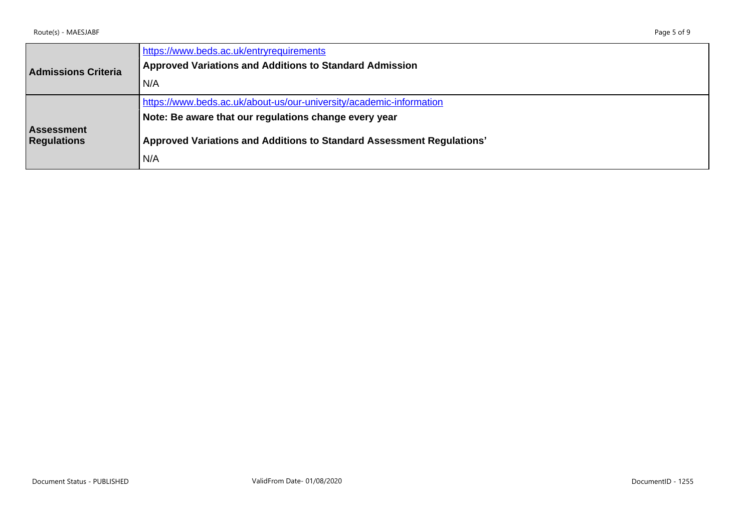| | |
|---|---|
| **Admissions Criteria** | https://www.beds.ac.uk/entryrequirements<br>**Approved Variations and Additions to Standard Admission**<br>N/A |
| **Assessment Regulations** | https://www.beds.ac.uk/about-us/our-university/academic-information<br>**Note: Be aware that our regulations change every year**<br>**Approved Variations and Additions to Standard Assessment Regulations'**<br>N/A |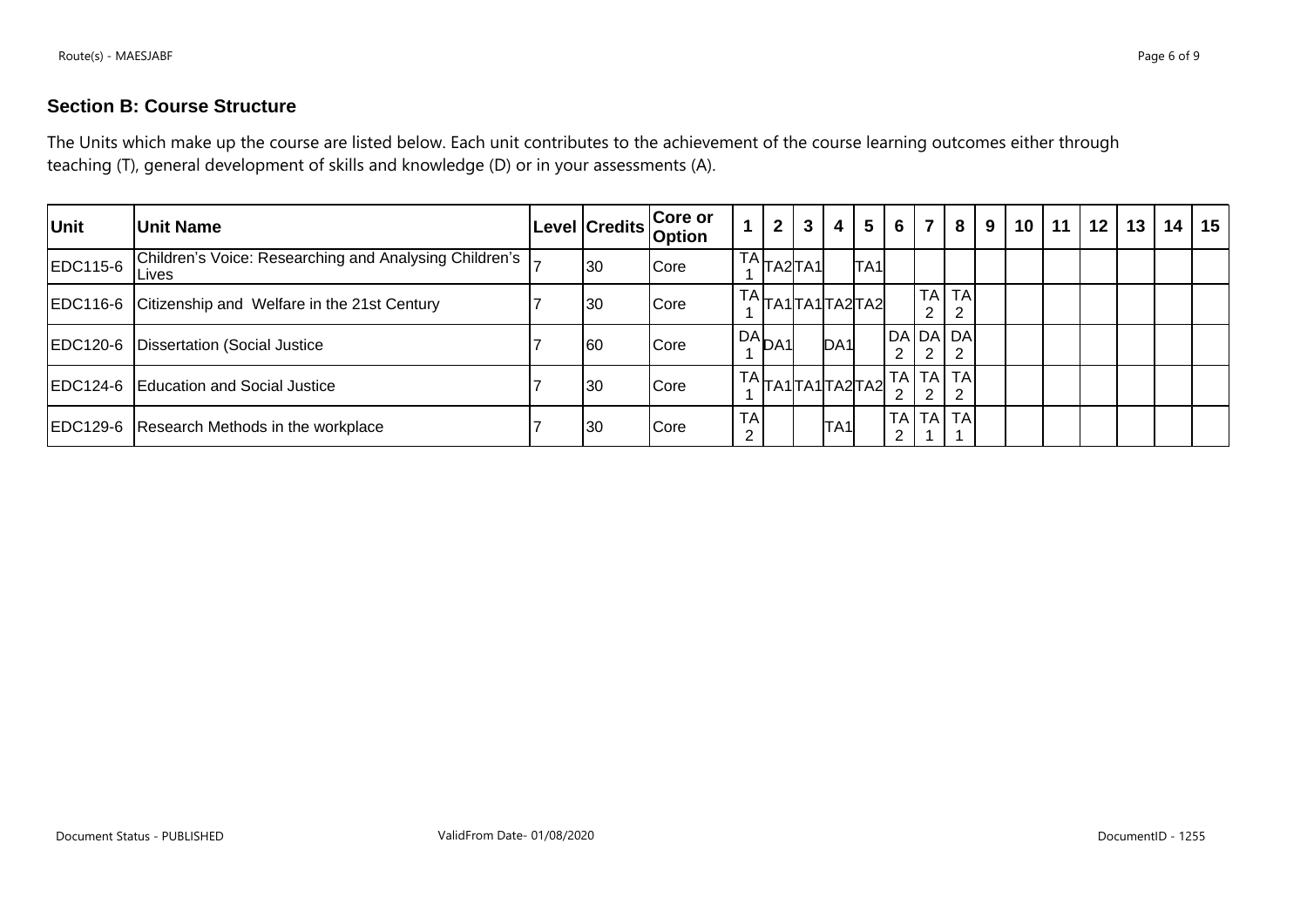### Section B: Course Structure

The Units which make up the course are listed below. Each unit contributes to the achievement of the course learning outcomes either through teaching (T), general development of skills and knowledge (D) or in your assessments (A).

| Unit | Unit Name | Level | Credits | Core or Option | 1 | 2 | 3 | 4 | 5 | 6 | 7 | 8 | 9 | 10 | 11 | 12 | 13 | 14 | 15 |
|---|---|---|---|---|---|---|---|---|---|---|---|---|---|---|---|---|---|---|---|
| EDC115-6 | Children's Voice: Researching and Analysing Children's Lives | 7 | 30 | Core | TA1 | TA2 | TA1 | | TA1 | | | | | | | | | | |
| EDC116-6 | Citizenship and Welfare in the 21st Century | 7 | 30 | Core | TA1 | TA1 | TA1 | TA2 | TA2 | | TA2 | TA2 | | | | | | | |
| EDC120-6 | Dissertation (Social Justice | 7 | 60 | Core | DA1 | DA1 | | DA1 | | DA2 | DA2 | DA2 | | | | | | | |
| EDC124-6 | Education and Social Justice | 7 | 30 | Core | TA1 | TA1 | TA1 | TA2 | TA2 | TA2 | TA2 | TA2 | | | | | | | |
| EDC129-6 | Research Methods in the workplace | 7 | 30 | Core | TA2 | | | TA1 | | TA2 | TA1 | TA1 | | | | | | | |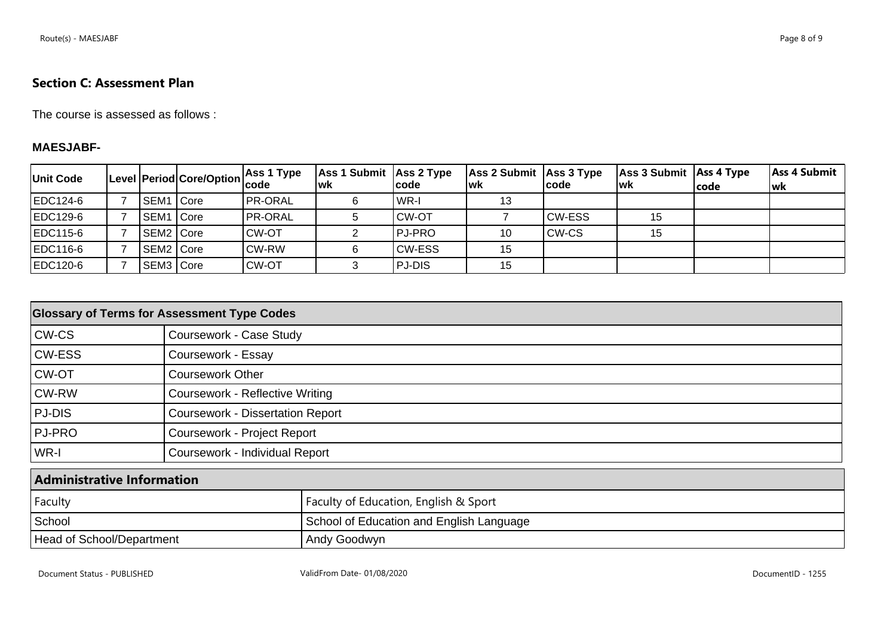## Section C: Assessment Plan

The course is assessed as follows :

**MAESJABF-**

| Unit Code | Level | Period | Core/Option | Ass 1 Type code | Ass 1 Submit wk | Ass 2 Type code | Ass 2 Submit wk | Ass 3 Type code | Ass 3 Submit wk | Ass 4 Type code | Ass 4 Submit wk |
|---|---|---|---|---|---|---|---|---|---|---|---|
| EDC124-6 | 7 | SEM1 | Core | PR-ORAL | 6 | WR-I | 13 | | | | |
| EDC129-6 | 7 | SEM1 | Core | PR-ORAL | 5 | CW-OT | 7 | CW-ESS | 15 | | |
| EDC115-6 | 7 | SEM2 | Core | CW-OT | 2 | PJ-PRO | 10 | CW-CS | 15 | | |
| EDC116-6 | 7 | SEM2 | Core | CW-RW | 6 | CW-ESS | 15 | | | | |
| EDC120-6 | 7 | SEM3 | Core | CW-OT | 3 | PJ-DIS | 15 | | | | |

| Glossary of Terms for Assessment Type Codes | |
|---|---|
| CW-CS | Coursework - Case Study |
| CW-ESS | Coursework - Essay |
| CW-OT | Coursework Other |
| CW-RW | Coursework - Reflective Writing |
| PJ-DIS | Coursework - Dissertation Report |
| PJ-PRO | Coursework - Project Report |
| WR-I | Coursework - Individual Report |

| Administrative Information | |
|---|---|
| Faculty | Faculty of Education, English & Sport |
| School | School of Education and English Language |
| Head of School/Department | Andy Goodwyn |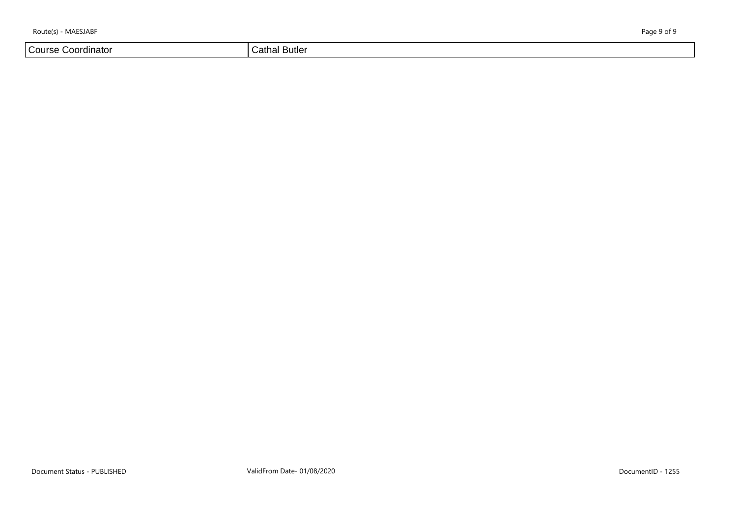| | |
|---|---|
| Course Coordinator | Cathal Butler |